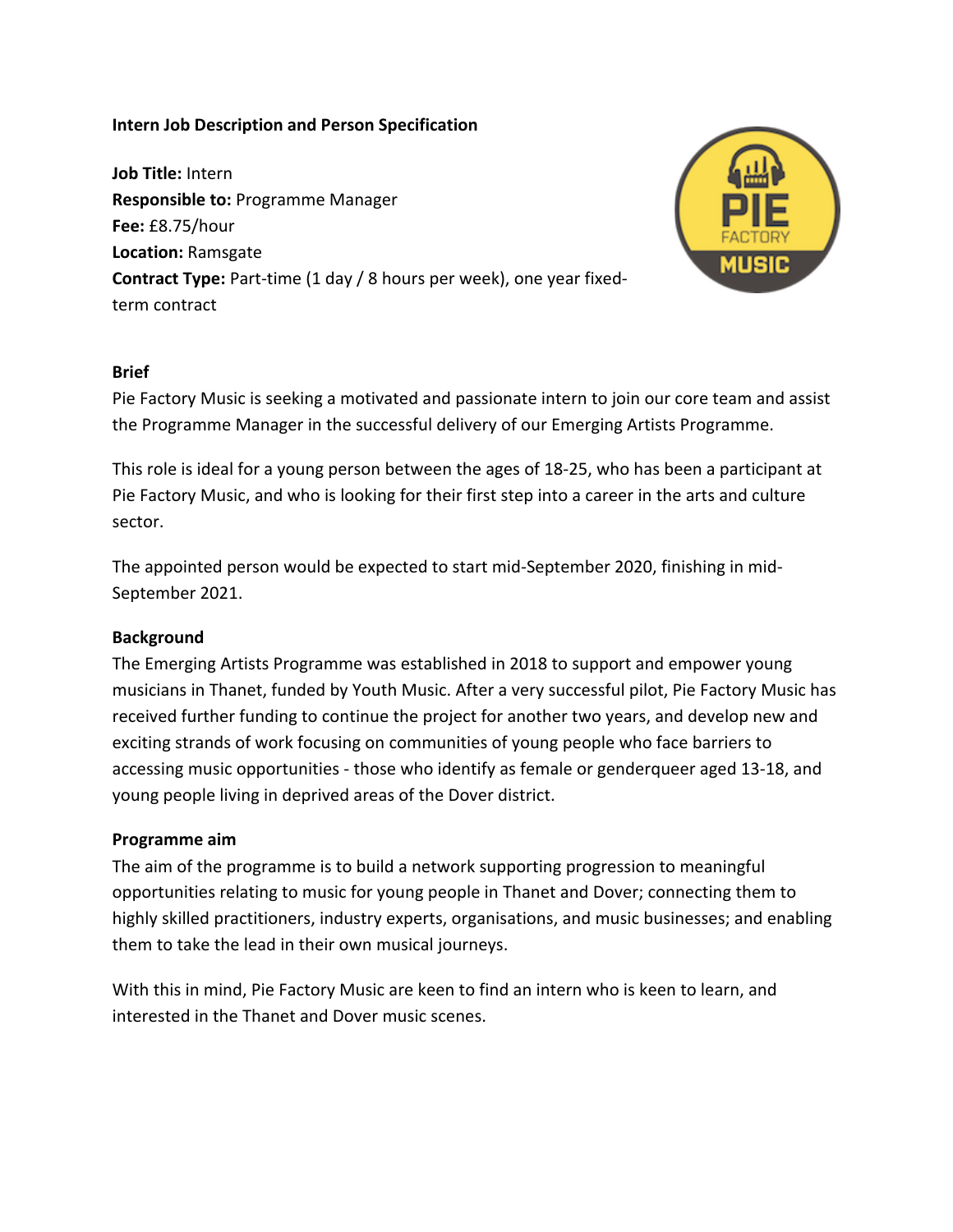**Intern Job Description and Person Specification**

**Job Title:** Intern
**Responsible to:** Programme Manager
**Fee:** £8.75/hour
**Location:** Ramsgate
**Contract Type:** Part-time (1 day / 8 hours per week), one year fixed-term contract

**Brief**

Pie Factory Music is seeking a motivated and passionate intern to join our core team and assist the Programme Manager in the successful delivery of our Emerging Artists Programme.

This role is ideal for a young person between the ages of 18-25, who has been a participant at Pie Factory Music, and who is looking for their first step into a career in the arts and culture sector.

The appointed person would be expected to start mid-September 2020, finishing in mid-September 2021.

**Background**

The Emerging Artists Programme was established in 2018 to support and empower young musicians in Thanet, funded by Youth Music. After a very successful pilot, Pie Factory Music has received further funding to continue the project for another two years, and develop new and exciting strands of work focusing on communities of young people who face barriers to accessing music opportunities - those who identify as female or genderqueer aged 13-18, and young people living in deprived areas of the Dover district.

**Programme aim**

The aim of the programme is to build a network supporting progression to meaningful opportunities relating to music for young people in Thanet and Dover; connecting them to highly skilled practitioners, industry experts, organisations, and music businesses; and enabling them to take the lead in their own musical journeys.

With this in mind, Pie Factory Music are keen to find an intern who is keen to learn, and interested in the Thanet and Dover music scenes.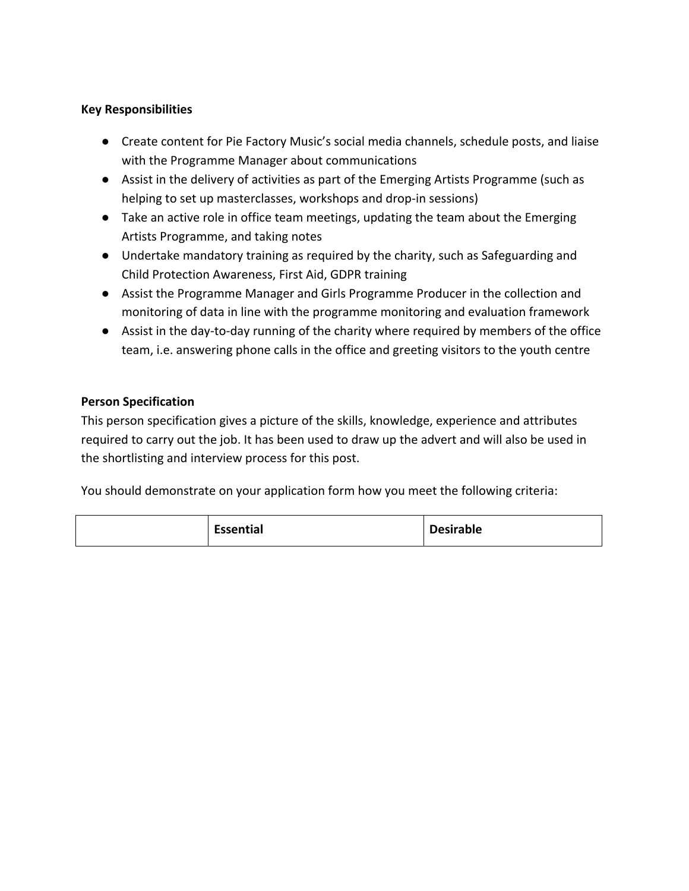**Key Responsibilities**

- Create content for Pie Factory Music's social media channels, schedule posts, and liaise with the Programme Manager about communications
- Assist in the delivery of activities as part of the Emerging Artists Programme (such as helping to set up masterclasses, workshops and drop-in sessions)
- Take an active role in office team meetings, updating the team about the Emerging Artists Programme, and taking notes
- Undertake mandatory training as required by the charity, such as Safeguarding and Child Protection Awareness, First Aid, GDPR training
- Assist the Programme Manager and Girls Programme Producer in the collection and monitoring of data in line with the programme monitoring and evaluation framework
- Assist in the day-to-day running of the charity where required by members of the office team, i.e. answering phone calls in the office and greeting visitors to the youth centre

**Person Specification**

This person specification gives a picture of the skills, knowledge, experience and attributes required to carry out the job. It has been used to draw up the advert and will also be used in the shortlisting and interview process for this post.

You should demonstrate on your application form how you meet the following criteria:

| | **Essential** | **Desirable** |
|---|---|---|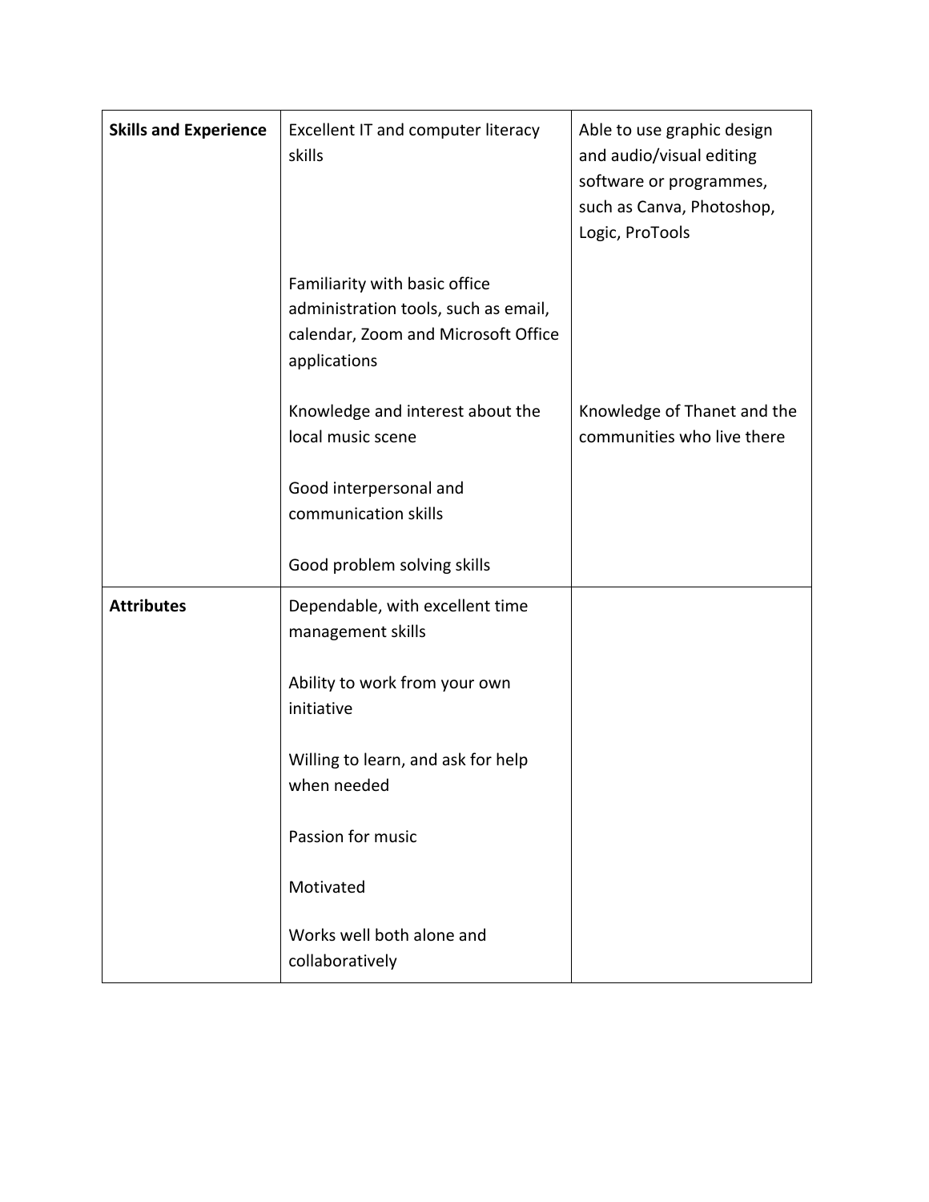| | | |
|---|---|---|
| **Skills and Experience** | Excellent IT and computer literacy skills | Able to use graphic design and audio/visual editing software or programmes, such as Canva, Photoshop, Logic, ProTools |
| | Familiarity with basic office administration tools, such as email, calendar, Zoom and Microsoft Office applications | |
| | Knowledge and interest about the local music scene | Knowledge of Thanet and the communities who live there |
| | Good interpersonal and communication skills | |
| | Good problem solving skills | |
| **Attributes** | Dependable, with excellent time management skills | |
| | Ability to work from your own initiative | |
| | Willing to learn, and ask for help when needed | |
| | Passion for music | |
| | Motivated | |
| | Works well both alone and collaboratively | |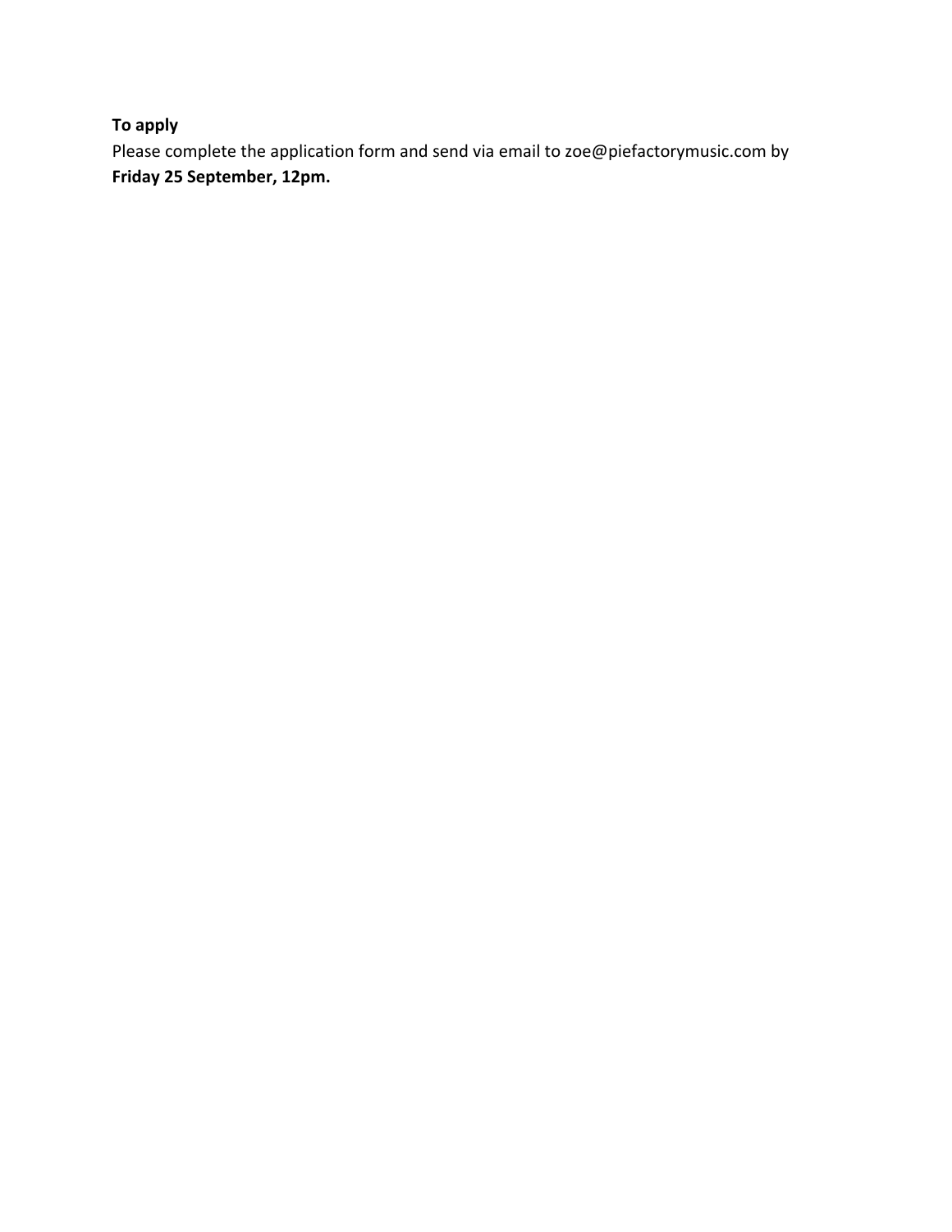**To apply**

Please complete the application form and send via email to zoe@piefactorymusic.com by **Friday 25 September, 12pm.**